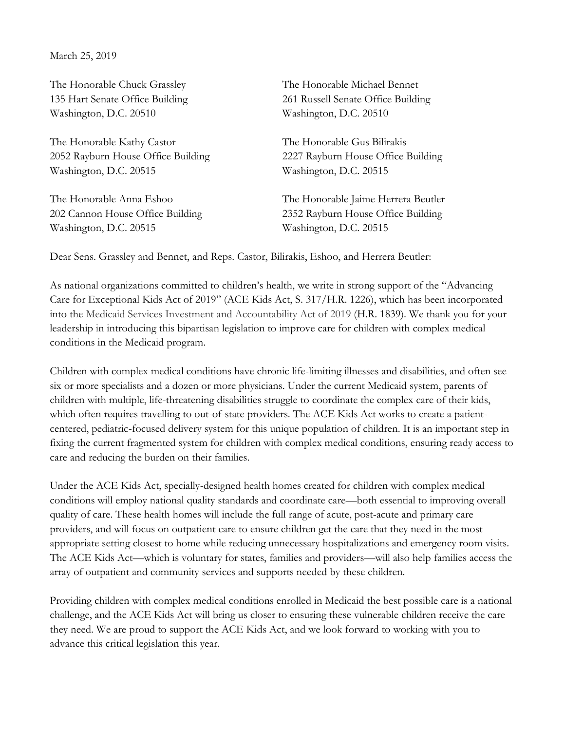March 25, 2019

The Honorable Chuck Grassley
135 Hart Senate Office Building
Washington, D.C. 20510

The Honorable Michael Bennet
261 Russell Senate Office Building
Washington, D.C. 20510

The Honorable Kathy Castor
2052 Rayburn House Office Building
Washington, D.C. 20515

The Honorable Gus Bilirakis
2227 Rayburn House Office Building
Washington, D.C. 20515

The Honorable Anna Eshoo
202 Cannon House Office Building
Washington, D.C. 20515

The Honorable Jaime Herrera Beutler
2352 Rayburn House Office Building
Washington, D.C. 20515

Dear Sens. Grassley and Bennet, and Reps. Castor, Bilirakis, Eshoo, and Herrera Beutler:

As national organizations committed to children's health, we write in strong support of the "Advancing Care for Exceptional Kids Act of 2019" (ACE Kids Act, S. 317/H.R. 1226), which has been incorporated into the Medicaid Services Investment and Accountability Act of 2019 (H.R. 1839). We thank you for your leadership in introducing this bipartisan legislation to improve care for children with complex medical conditions in the Medicaid program.

Children with complex medical conditions have chronic life-limiting illnesses and disabilities, and often see six or more specialists and a dozen or more physicians. Under the current Medicaid system, parents of children with multiple, life-threatening disabilities struggle to coordinate the complex care of their kids, which often requires travelling to out-of-state providers. The ACE Kids Act works to create a patient-centered, pediatric-focused delivery system for this unique population of children. It is an important step in fixing the current fragmented system for children with complex medical conditions, ensuring ready access to care and reducing the burden on their families.

Under the ACE Kids Act, specially-designed health homes created for children with complex medical conditions will employ national quality standards and coordinate care—both essential to improving overall quality of care. These health homes will include the full range of acute, post-acute and primary care providers, and will focus on outpatient care to ensure children get the care that they need in the most appropriate setting closest to home while reducing unnecessary hospitalizations and emergency room visits. The ACE Kids Act—which is voluntary for states, families and providers—will also help families access the array of outpatient and community services and supports needed by these children.

Providing children with complex medical conditions enrolled in Medicaid the best possible care is a national challenge, and the ACE Kids Act will bring us closer to ensuring these vulnerable children receive the care they need. We are proud to support the ACE Kids Act, and we look forward to working with you to advance this critical legislation this year.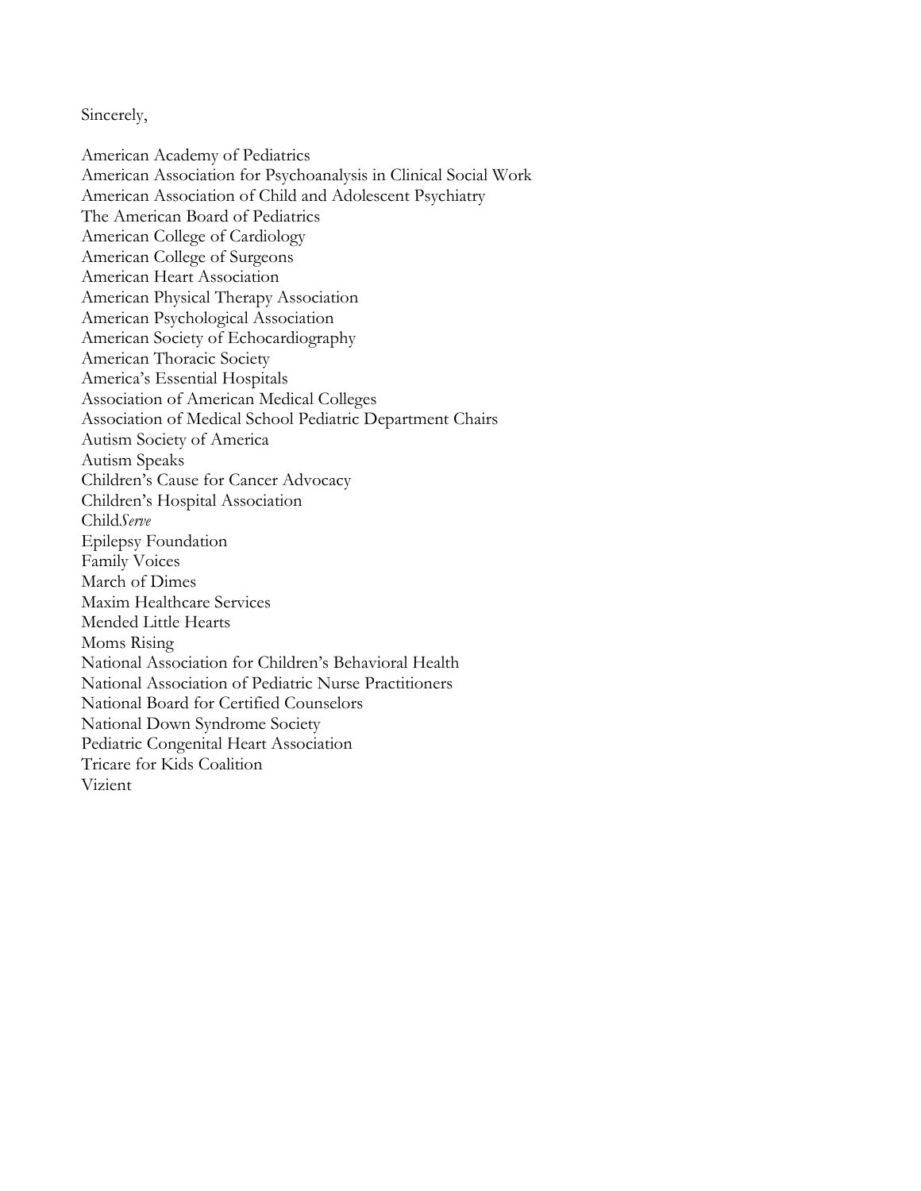Sincerely,

American Academy of Pediatrics
American Association for Psychoanalysis in Clinical Social Work
American Association of Child and Adolescent Psychiatry
The American Board of Pediatrics
American College of Cardiology
American College of Surgeons
American Heart Association
American Physical Therapy Association
American Psychological Association
American Society of Echocardiography
American Thoracic Society
America's Essential Hospitals
Association of American Medical Colleges
Association of Medical School Pediatric Department Chairs
Autism Society of America
Autism Speaks
Children's Cause for Cancer Advocacy
Children's Hospital Association
Child*Serve*
Epilepsy Foundation
Family Voices
March of Dimes
Maxim Healthcare Services
Mended Little Hearts
Moms Rising
National Association for Children's Behavioral Health
National Association of Pediatric Nurse Practitioners
National Board for Certified Counselors
National Down Syndrome Society
Pediatric Congenital Heart Association
Tricare for Kids Coalition
Vizient